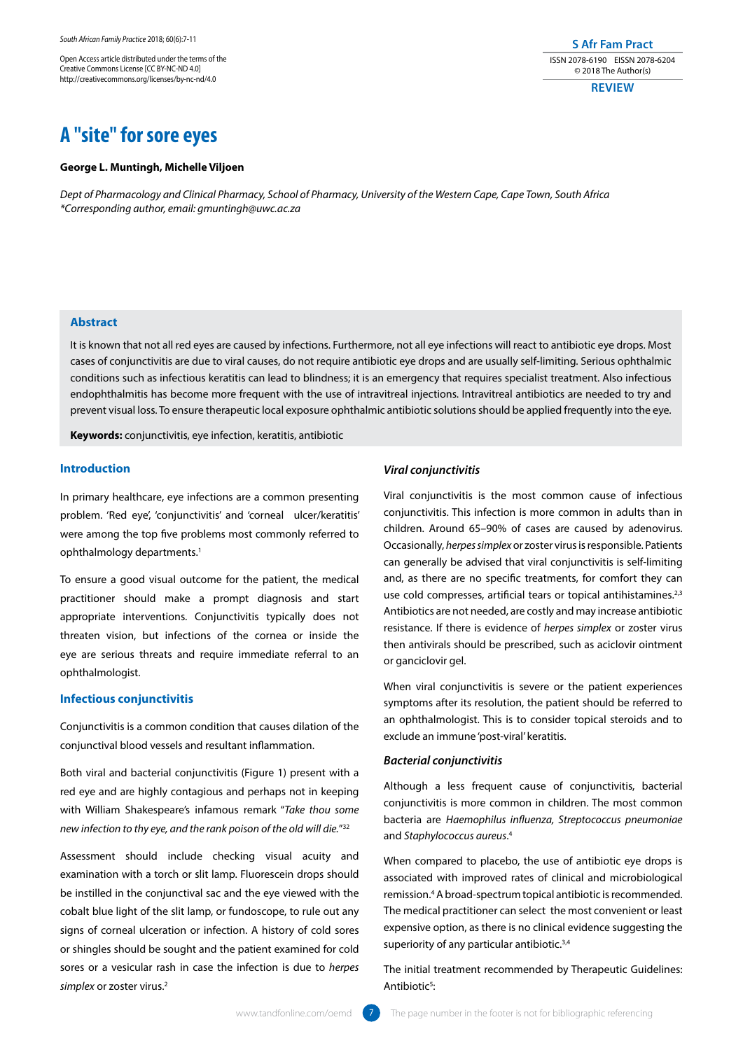Open Access article distributed under the terms of the Creative Commons License [CC BY-NC-ND 4.0] http://creativecommons.org/licenses/by-nc-nd/4.0

**S Afr Fam Pract**
ISSN 2078-6190 EISSN 2078-6204
© 2018 The Author(s)

**REVIEW**

# A "site" for sore eyes

**George L. Muntingh, Michelle Viljoen**

*Dept of Pharmacology and Clinical Pharmacy, School of Pharmacy, University of the Western Cape, Cape Town, South Africa*
*\*Corresponding author, email: gmuntingh@uwc.ac.za*

## Abstract

It is known that not all red eyes are caused by infections. Furthermore, not all eye infections will react to antibiotic eye drops. Most cases of conjunctivitis are due to viral causes, do not require antibiotic eye drops and are usually self-limiting. Serious ophthalmic conditions such as infectious keratitis can lead to blindness; it is an emergency that requires specialist treatment. Also infectious endophthalmitis has become more frequent with the use of intravitreal injections. Intravitreal antibiotics are needed to try and prevent visual loss. To ensure therapeutic local exposure ophthalmic antibiotic solutions should be applied frequently into the eye.

**Keywords:** conjunctivitis, eye infection, keratitis, antibiotic

## Introduction

In primary healthcare, eye infections are a common presenting problem. 'Red eye', 'conjunctivitis' and 'corneal ulcer/keratitis' were among the top five problems most commonly referred to ophthalmology departments.[1]

To ensure a good visual outcome for the patient, the medical practitioner should make a prompt diagnosis and start appropriate interventions. Conjunctivitis typically does not threaten vision, but infections of the cornea or inside the eye are serious threats and require immediate referral to an ophthalmologist.

## Infectious conjunctivitis

Conjunctivitis is a common condition that causes dilation of the conjunctival blood vessels and resultant inflammation.

Both viral and bacterial conjunctivitis (Figure 1) present with a red eye and are highly contagious and perhaps not in keeping with William Shakespeare's infamous remark "*Take thou some new infection to thy eye, and the rank poison of the old will die.*"[32]

Assessment should include checking visual acuity and examination with a torch or slit lamp. Fluorescein drops should be instilled in the conjunctival sac and the eye viewed with the cobalt blue light of the slit lamp, or fundoscope, to rule out any signs of corneal ulceration or infection. A history of cold sores or shingles should be sought and the patient examined for cold sores or a vesicular rash in case the infection is due to *herpes simplex* or zoster virus.[2]

### Viral conjunctivitis

Viral conjunctivitis is the most common cause of infectious conjunctivitis. This infection is more common in adults than in children. Around 65–90% of cases are caused by adenovirus. Occasionally, *herpes simplex* or zoster virus is responsible. Patients can generally be advised that viral conjunctivitis is self-limiting and, as there are no specific treatments, for comfort they can use cold compresses, artificial tears or topical antihistamines.[2,3] Antibiotics are not needed, are costly and may increase antibiotic resistance. If there is evidence of *herpes simplex* or zoster virus then antivirals should be prescribed, such as aciclovir ointment or ganciclovir gel.

When viral conjunctivitis is severe or the patient experiences symptoms after its resolution, the patient should be referred to an ophthalmologist. This is to consider topical steroids and to exclude an immune 'post-viral' keratitis.

### Bacterial conjunctivitis

Although a less frequent cause of conjunctivitis, bacterial conjunctivitis is more common in children. The most common bacteria are *Haemophilus influenza, Streptococcus pneumoniae* and *Staphylococcus aureus*.[4]

When compared to placebo, the use of antibiotic eye drops is associated with improved rates of clinical and microbiological remission.[4] A broad-spectrum topical antibiotic is recommended. The medical practitioner can select the most convenient or least expensive option, as there is no clinical evidence suggesting the superiority of any particular antibiotic.[3,4]

The initial treatment recommended by Therapeutic Guidelines: Antibiotic[5]: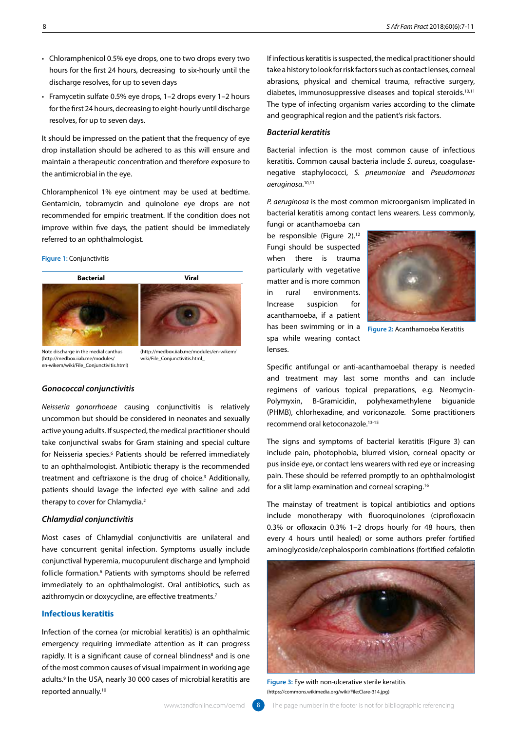- Chloramphenicol 0.5% eye drops, one to two drops every two hours for the first 24 hours, decreasing to six-hourly until the discharge resolves, for up to seven days
- Framycetin sulfate 0.5% eye drops, 1–2 drops every 1–2 hours for the first 24 hours, decreasing to eight-hourly until discharge resolves, for up to seven days.

It should be impressed on the patient that the frequency of eye drop installation should be adhered to as this will ensure and maintain a therapeutic concentration and therefore exposure to the antimicrobial in the eye.

Chloramphenicol 1% eye ointment may be used at bedtime. Gentamicin, tobramycin and quinolone eye drops are not recommended for empiric treatment. If the condition does not improve within five days, the patient should be immediately referred to an ophthalmologist.

**Figure 1:** Conjunctivitis

| Bacterial | Viral |
|---|---|
| Note discharge in the medial canthus (http://medbox.iiab.me/modules/en-wikem/wiki/File_Conjunctivitis.html) | (http://medbox.iiab.me/modules/en-wikem/wiki/File_Conjunctivitis.html_ |

### *Gonococcal conjunctivitis*

*Neisseria gonorrhoeae* causing conjunctivitis is relatively uncommon but should be considered in neonates and sexually active young adults. If suspected, the medical practitioner should take conjunctival swabs for Gram staining and special culture for Neisseria species.[6] Patients should be referred immediately to an ophthalmologist. Antibiotic therapy is the recommended treatment and ceftriaxone is the drug of choice.[3] Additionally, patients should lavage the infected eye with saline and add therapy to cover for Chlamydia.[2]

### *Chlamydial conjunctivitis*

Most cases of Chlamydial conjunctivitis are unilateral and have concurrent genital infection. Symptoms usually include conjunctival hyperemia, mucopurulent discharge and lymphoid follicle formation.[6] Patients with symptoms should be referred immediately to an ophthalmologist. Oral antibiotics, such as azithromycin or doxycycline, are effective treatments.[7]

## Infectious keratitis

Infection of the cornea (or microbial keratitis) is an ophthalmic emergency requiring immediate attention as it can progress rapidly. It is a significant cause of corneal blindness[8] and is one of the most common causes of visual impairment in working age adults.[9] In the USA, nearly 30 000 cases of microbial keratitis are reported annually.[10]

If infectious keratitis is suspected, the medical practitioner should take a history to look for risk factors such as contact lenses, corneal abrasions, physical and chemical trauma, refractive surgery, diabetes, immunosuppressive diseases and topical steroids.[10,11] The type of infecting organism varies according to the climate and geographical region and the patient's risk factors.

### *Bacterial keratitis*

Bacterial infection is the most common cause of infectious keratitis. Common causal bacteria include *S. aureus*, coagulase-negative staphylococci, *S. pneumoniae* and *Pseudomonas aeruginosa*.[10,11]

*P. aeruginosa* is the most common microorganism implicated in bacterial keratitis among contact lens wearers. Less commonly, fungi or acanthamoeba can be responsible (Figure 2).[12] Fungi should be suspected when there is trauma particularly with vegetative matter and is more common in rural environments. Increase suspicion for acanthamoeba, if a patient has been swimming or in a spa while wearing contact lenses.

**Figure 2:** Acanthamoeba Keratitis

Specific antifungal or anti-acanthamoebal therapy is needed and treatment may last some months and can include regimens of various topical preparations, e.g. Neomycin-Polymyxin, B-Gramicidin, polyhexamethylene biguanide (PHMB), chlorhexadine, and voriconazole. Some practitioners recommend oral ketoconazole.[13-15]

The signs and symptoms of bacterial keratitis (Figure 3) can include pain, photophobia, blurred vision, corneal opacity or pus inside eye, or contact lens wearers with red eye or increasing pain. These should be referred promptly to an ophthalmologist for a slit lamp examination and corneal scraping.[16]

The mainstay of treatment is topical antibiotics and options include monotherapy with fluoroquinolones (ciprofloxacin 0.3% or ofloxacin 0.3% 1–2 drops hourly for 48 hours, then every 4 hours until healed) or some authors prefer fortified aminoglycoside/cephalosporin combinations (fortified cefalotin

**Figure 3:** Eye with non-ulcerative sterile keratitis
(https://commons.wikimedia.org/wiki/File:Clare-314.jpg)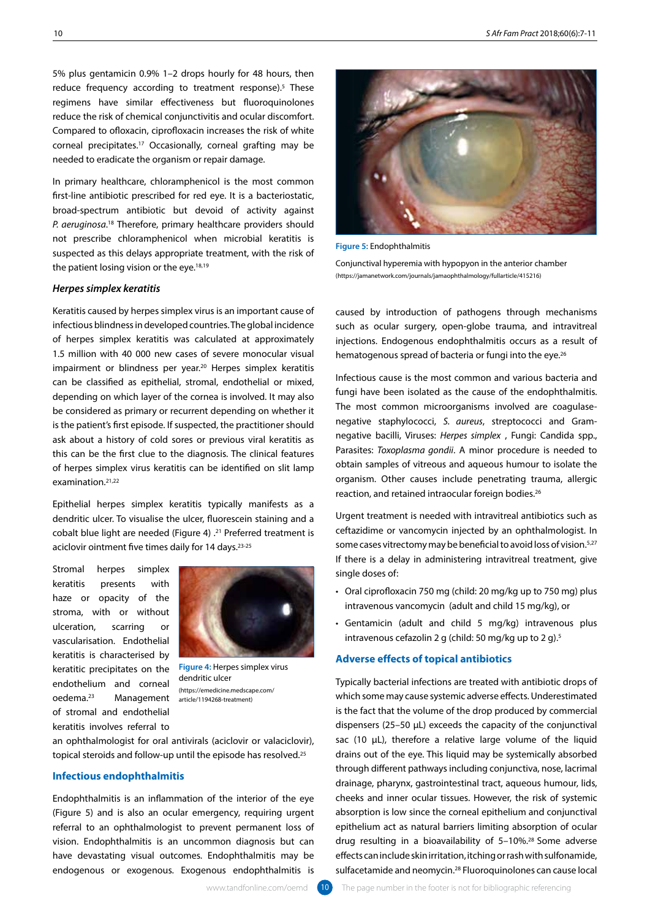5% plus gentamicin 0.9% 1–2 drops hourly for 48 hours, then reduce frequency according to treatment response).[5] These regimens have similar effectiveness but fluoroquinolones reduce the risk of chemical conjunctivitis and ocular discomfort. Compared to ofloxacin, ciprofloxacin increases the risk of white corneal precipitates.[17] Occasionally, corneal grafting may be needed to eradicate the organism or repair damage.

In primary healthcare, chloramphenicol is the most common first-line antibiotic prescribed for red eye. It is a bacteriostatic, broad-spectrum antibiotic but devoid of activity against *P. aeruginosa*.[18] Therefore, primary healthcare providers should not prescribe chloramphenicol when microbial keratitis is suspected as this delays appropriate treatment, with the risk of the patient losing vision or the eye.[18,19]

### *Herpes simplex keratitis*

Keratitis caused by herpes simplex virus is an important cause of infectious blindness in developed countries. The global incidence of herpes simplex keratitis was calculated at approximately 1.5 million with 40 000 new cases of severe monocular visual impairment or blindness per year.[20] Herpes simplex keratitis can be classified as epithelial, stromal, endothelial or mixed, depending on which layer of the cornea is involved. It may also be considered as primary or recurrent depending on whether it is the patient's first episode. If suspected, the practitioner should ask about a history of cold sores or previous viral keratitis as this can be the first clue to the diagnosis. The clinical features of herpes simplex virus keratitis can be identified on slit lamp examination.[21,22]

Epithelial herpes simplex keratitis typically manifests as a dendritic ulcer. To visualise the ulcer, fluorescein staining and a cobalt blue light are needed (Figure 4) .[21] Preferred treatment is aciclovir ointment five times daily for 14 days.[23-25]

Stromal herpes simplex keratitis presents with haze or opacity of the stroma, with or without ulceration, scarring or vascularisation. Endothelial keratitis is characterised by keratitic precipitates on the endothelium and corneal oedema.[23] Management of stromal and endothelial keratitis involves referral to an ophthalmologist for oral antivirals (aciclovir or valaciclovir), topical steroids and follow-up until the episode has resolved.[25]

**Figure 4:** Herpes simplex virus dendritic ulcer
(https://emedicine.medscape.com/article/1194268-treatment)

## Infectious endophthalmitis

Endophthalmitis is an inflammation of the interior of the eye (Figure 5) and is also an ocular emergency, requiring urgent referral to an ophthalmologist to prevent permanent loss of vision. Endophthalmitis is an uncommon diagnosis but can have devastating visual outcomes. Endophthalmitis may be endogenous or exogenous. Exogenous endophthalmitis is caused by introduction of pathogens through mechanisms such as ocular surgery, open-globe trauma, and intravitreal injections. Endogenous endophthalmitis occurs as a result of hematogenous spread of bacteria or fungi into the eye.[26]

**Figure 5:** Endophthalmitis

Conjunctival hyperemia with hypopyon in the anterior chamber
(https://jamanetwork.com/journals/jamaophthalmology/fullarticle/415216)

Infectious cause is the most common and various bacteria and fungi have been isolated as the cause of the endophthalmitis. The most common microorganisms involved are coagulase-negative staphylococci, *S. aureus*, streptococci and Gram-negative bacilli, Viruses: *Herpes simplex* , Fungi: Candida spp., Parasites: *Toxoplasma gondii*. A minor procedure is needed to obtain samples of vitreous and aqueous humour to isolate the organism. Other causes include penetrating trauma, allergic reaction, and retained intraocular foreign bodies.[26]

Urgent treatment is needed with intravitreal antibiotics such as ceftazidime or vancomycin injected by an ophthalmologist. In some cases vitrectomy may be beneficial to avoid loss of vision.[5,27] If there is a delay in administering intravitreal treatment, give single doses of:

- Oral ciprofloxacin 750 mg (child: 20 mg/kg up to 750 mg) plus intravenous vancomycin (adult and child 15 mg/kg), or
- Gentamicin (adult and child 5 mg/kg) intravenous plus intravenous cefazolin 2 g (child: 50 mg/kg up to 2 g).[5]

## Adverse effects of topical antibiotics

Typically bacterial infections are treated with antibiotic drops of which some may cause systemic adverse effects. Underestimated is the fact that the volume of the drop produced by commercial dispensers (25–50 µL) exceeds the capacity of the conjunctival sac (10 µL), therefore a relative large volume of the liquid drains out of the eye. This liquid may be systemically absorbed through different pathways including conjunctiva, nose, lacrimal drainage, pharynx, gastrointestinal tract, aqueous humour, lids, cheeks and inner ocular tissues. However, the risk of systemic absorption is low since the corneal epithelium and conjunctival epithelium act as natural barriers limiting absorption of ocular drug resulting in a bioavailability of 5–10%.[28] Some adverse effects can include skin irritation, itching or rash with sulfonamide, sulfacetamide and neomycin.[28] Fluoroquinolones can cause local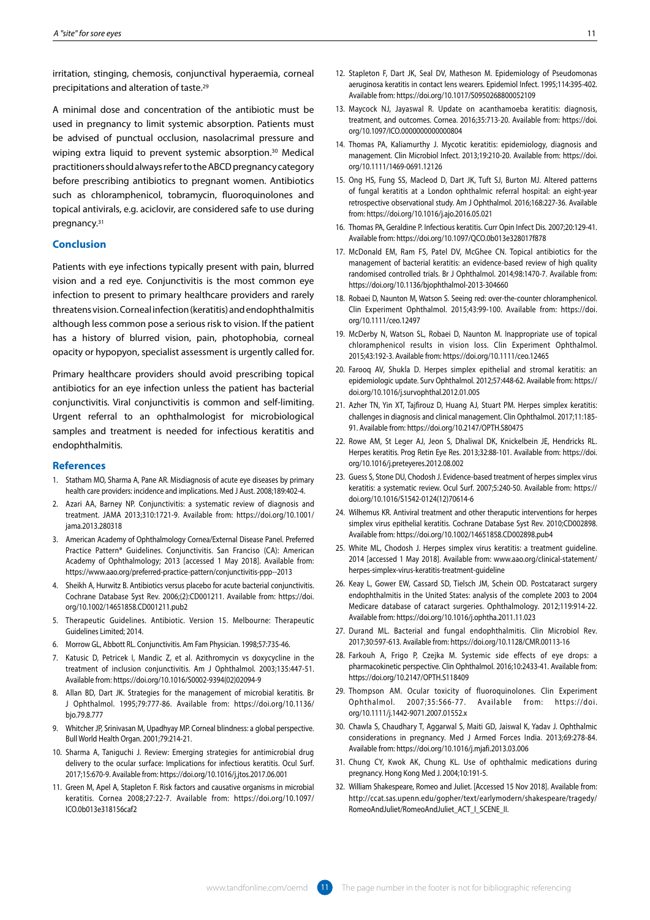irritation, stinging, chemosis, conjunctival hyperaemia, corneal precipitations and alteration of taste.[29]

A minimal dose and concentration of the antibiotic must be used in pregnancy to limit systemic absorption. Patients must be advised of punctual occlusion, nasolacrimal pressure and wiping extra liquid to prevent systemic absorption.[30] Medical practitioners should always refer to the ABCD pregnancy category before prescribing antibiotics to pregnant women. Antibiotics such as chloramphenicol, tobramycin, fluoroquinolones and topical antivirals, e.g. aciclovir, are considered safe to use during pregnancy.[31]

## Conclusion

Patients with eye infections typically present with pain, blurred vision and a red eye. Conjunctivitis is the most common eye infection to present to primary healthcare providers and rarely threatens vision. Corneal infection (keratitis) and endophthalmitis although less common pose a serious risk to vision. If the patient has a history of blurred vision, pain, photophobia, corneal opacity or hypopyon, specialist assessment is urgently called for.

Primary healthcare providers should avoid prescribing topical antibiotics for an eye infection unless the patient has bacterial conjunctivitis. Viral conjunctivitis is common and self-limiting. Urgent referral to an ophthalmologist for microbiological samples and treatment is needed for infectious keratitis and endophthalmitis.

## References

1. Statham MO, Sharma A, Pane AR. Misdiagnosis of acute eye diseases by primary health care providers: incidence and implications. Med J Aust. 2008;189:402-4.
2. Azari AA, Barney NP. Conjunctivitis: a systematic review of diagnosis and treatment. JAMA 2013;310:1721-9. Available from: https://doi.org/10.1001/jama.2013.280318
3. American Academy of Ophthalmology Cornea/External Disease Panel. Preferred Practice Pattern® Guidelines. Conjunctivitis. San Franciso (CA): American Academy of Ophthalmology; 2013 [accessed 1 May 2018]. Available from: https://www.aao.org/preferred-practice-pattern/conjunctivitis-ppp--2013
4. Sheikh A, Hurwitz B. Antibiotics versus placebo for acute bacterial conjunctivitis. Cochrane Database Syst Rev. 2006;(2):CD001211. Available from: https://doi.org/10.1002/14651858.CD001211.pub2
5. Therapeutic Guidelines. Antibiotic. Version 15. Melbourne: Therapeutic Guidelines Limited; 2014.
6. Morrow GL, Abbott RL. Conjunctivitis. Am Fam Physician. 1998;57:735-46.
7. Katusic D, Petricek I, Mandic Z, et al. Azithromycin vs doxycycline in the treatment of inclusion conjunctivitis. Am J Ophthalmol. 2003;135:447-51. Available from: https://doi.org/10.1016/S0002-9394(02)02094-9
8. Allan BD, Dart JK. Strategies for the management of microbial keratitis. Br J Ophthalmol. 1995;79:777-86. Available from: https://doi.org/10.1136/bjo.79.8.777
9. Whitcher JP, Srinivasan M, Upadhyay MP. Corneal blindness: a global perspective. Bull World Health Organ. 2001;79:214-21.
10. Sharma A, Taniguchi J. Review: Emerging strategies for antimicrobial drug delivery to the ocular surface: Implications for infectious keratitis. Ocul Surf. 2017;15:670-9. Available from: https://doi.org/10.1016/j.jtos.2017.06.001
11. Green M, Apel A, Stapleton F. Risk factors and causative organisms in microbial keratitis. Cornea 2008;27:22-7. Available from: https://doi.org/10.1097/ICO.0b013e318156caf2
12. Stapleton F, Dart JK, Seal DV, Matheson M. Epidemiology of Pseudomonas aeruginosa keratitis in contact lens wearers. Epidemiol Infect. 1995;114:395-402. Available from: https://doi.org/10.1017/S0950268800052109
13. Maycock NJ, Jayaswal R. Update on acanthamoeba keratitis: diagnosis, treatment, and outcomes. Cornea. 2016;35:713-20. Available from: https://doi.org/10.1097/ICO.0000000000000804
14. Thomas PA, Kaliamurthy J. Mycotic keratitis: epidemiology, diagnosis and management. Clin Microbiol Infect. 2013;19:210-20. Available from: https://doi.org/10.1111/1469-0691.12126
15. Ong HS, Fung SS, Macleod D, Dart JK, Tuft SJ, Burton MJ. Altered patterns of fungal keratitis at a London ophthalmic referral hospital: an eight-year retrospective observational study. Am J Ophthalmol. 2016;168:227-36. Available from: https://doi.org/10.1016/j.ajo.2016.05.021
16. Thomas PA, Geraldine P. Infectious keratitis. Curr Opin Infect Dis. 2007;20:129-41. Available from: https://doi.org/10.1097/QCO.0b013e328017f878
17. McDonald EM, Ram FS, Patel DV, McGhee CN. Topical antibiotics for the management of bacterial keratitis: an evidence-based review of high quality randomised controlled trials. Br J Ophthalmol. 2014;98:1470-7. Available from: https://doi.org/10.1136/bjophthalmol-2013-304660
18. Robaei D, Naunton M, Watson S. Seeing red: over-the-counter chloramphenicol. Clin Experiment Ophthalmol. 2015;43:99-100. Available from: https://doi.org/10.1111/ceo.12497
19. McDerby N, Watson SL, Robaei D, Naunton M. Inappropriate use of topical chloramphenicol results in vision loss. Clin Experiment Ophthalmol. 2015;43:192-3. Available from: https://doi.org/10.1111/ceo.12465
20. Farooq AV, Shukla D. Herpes simplex epithelial and stromal keratitis: an epidemiologic update. Surv Ophthalmol. 2012;57:448-62. Available from: https://doi.org/10.1016/j.survophthal.2012.01.005
21. Azher TN, Yin XT, Tajfirouz D, Huang AJ, Stuart PM. Herpes simplex keratitis: challenges in diagnosis and clinical management. Clin Ophthalmol. 2017;11:185-91. Available from: https://doi.org/10.2147/OPTH.S80475
22. Rowe AM, St Leger AJ, Jeon S, Dhaliwal DK, Knickelbein JE, Hendricks RL. Herpes keratitis. Prog Retin Eye Res. 2013;32:88-101. Available from: https://doi.org/10.1016/j.preteyeres.2012.08.002
23. Guess S, Stone DU, Chodosh J. Evidence-based treatment of herpes simplex virus keratitis: a systematic review. Ocul Surf. 2007;5:240-50. Available from: https://doi.org/10.1016/S1542-0124(12)70614-6
24. Wilhemus KR. Antiviral treatment and other theraputic interventions for herpes simplex virus epithelial keratitis. Cochrane Database Syst Rev. 2010;CD002898. Available from: https://doi.org/10.1002/14651858.CD002898.pub4
25. White ML, Chodosh J. Herpes simplex virus keratitis: a treatment guideline. 2014 [accessed 1 May 2018]. Available from: www.aao.org/clinical-statement/herpes-simplex-virus-keratitis-treatment-guideline
26. Keay L, Gower EW, Cassard SD, Tielsch JM, Schein OD. Postcataract surgery endophthalmitis in the United States: analysis of the complete 2003 to 2004 Medicare database of cataract surgeries. Ophthalmology. 2012;119:914-22. Available from: https://doi.org/10.1016/j.ophtha.2011.11.023
27. Durand ML. Bacterial and fungal endophthalmitis. Clin Microbiol Rev. 2017;30:597-613. Available from: https://doi.org/10.1128/CMR.00113-16
28. Farkouh A, Frigo P, Czejka M. Systemic side effects of eye drops: a pharmacokinetic perspective. Clin Ophthalmol. 2016;10:2433-41. Available from: https://doi.org/10.2147/OPTH.S118409
29. Thompson AM. Ocular toxicity of fluoroquinolones. Clin Experiment Ophthalmol. 2007;35:566-77. Available from: https://doi.org/10.1111/j.1442-9071.2007.01552.x
30. Chawla S, Chaudhary T, Aggarwal S, Maiti GD, Jaiswal K, Yadav J. Ophthalmic considerations in pregnancy. Med J Armed Forces India. 2013;69:278-84. Available from: https://doi.org/10.1016/j.mjafi.2013.03.006
31. Chung CY, Kwok AK, Chung KL. Use of ophthalmic medications during pregnancy. Hong Kong Med J. 2004;10:191-5.
32. William Shakespeare, Romeo and Juliet. [Accessed 15 Nov 2018]. Available from: http://ccat.sas.upenn.edu/gopher/text/earlymodern/shakespeare/tragedy/RomeoAndJuliet/RomeoAndJuliet_ACT_I_SCENE_II.